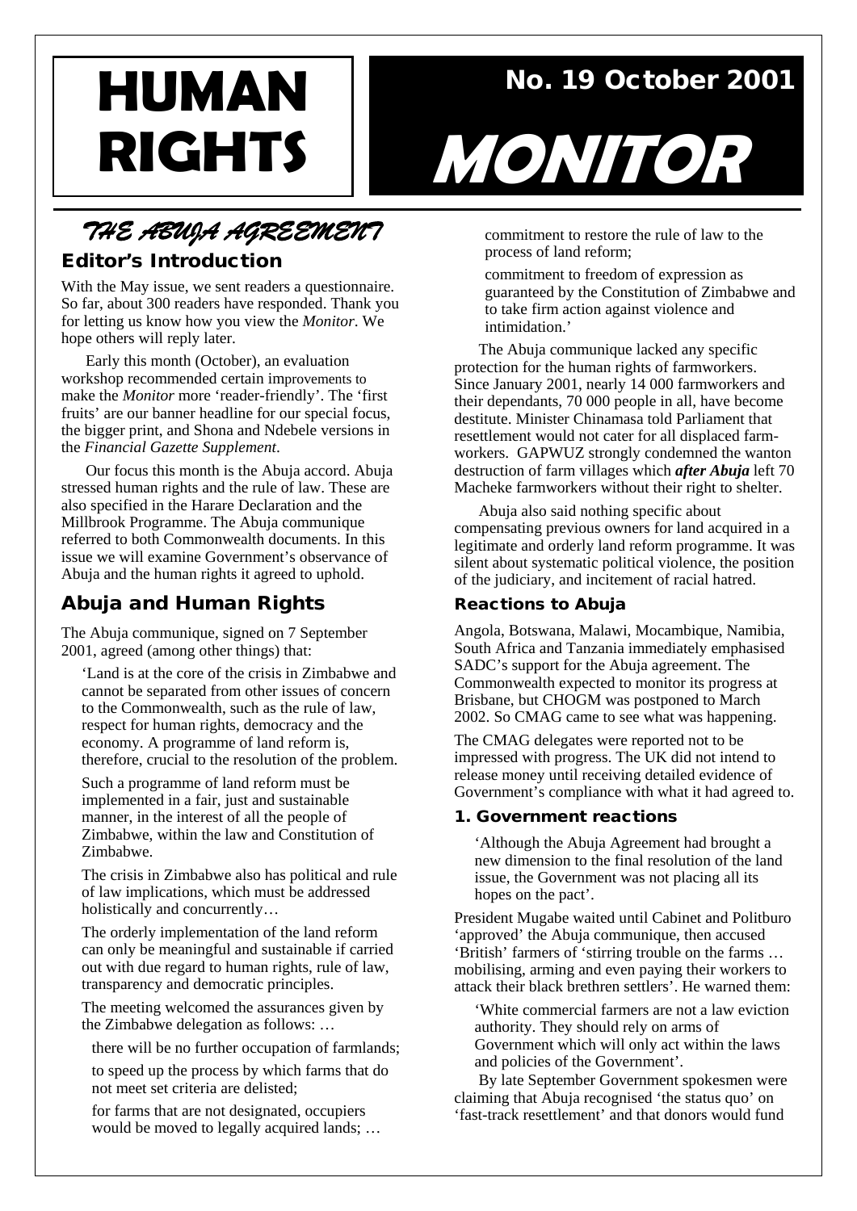# HUMAN RIGHTS MONITOR

No. 19 October 2001

# THE ABUJA AGREEMENT

## Editor's Introduction

With the May issue, we sent readers a questionnaire. So far, about 300 readers have responded. Thank you for letting us know how you view the *Monitor*. We hope others will reply later.

Early this month (October), an evaluation workshop recommended certain improvements to make the *Monitor* more 'reader-friendly'. The 'first fruits' are our banner headline for our special focus, the bigger print, and Shona and Ndebele versions in the *Financial Gazette Supplement*.

Our focus this month is the Abuja accord. Abuja stressed human rights and the rule of law. These are also specified in the Harare Declaration and the Millbrook Programme. The Abuja communique referred to both Commonwealth documents. In this issue we will examine Government's observance of Abuja and the human rights it agreed to uphold.

## Abuja and Human Rights

The Abuja communique, signed on 7 September 2001, agreed (among other things) that:

> 'Land is at the core of the crisis in Zimbabwe and cannot be separated from other issues of concern to the Commonwealth, such as the rule of law, respect for human rights, democracy and the economy. A programme of land reform is, therefore, crucial to the resolution of the problem.
>
> Such a programme of land reform must be implemented in a fair, just and sustainable manner, in the interest of all the people of Zimbabwe, within the law and Constitution of Zimbabwe.
>
> The crisis in Zimbabwe also has political and rule of law implications, which must be addressed holistically and concurrently…
>
> The orderly implementation of the land reform can only be meaningful and sustainable if carried out with due regard to human rights, rule of law, transparency and democratic principles.
>
> The meeting welcomed the assurances given by the Zimbabwe delegation as follows: …
>
> there will be no further occupation of farmlands;
>
> to speed up the process by which farms that do not meet set criteria are delisted;
>
> for farms that are not designated, occupiers would be moved to legally acquired lands; …
>
> commitment to restore the rule of law to the process of land reform;
>
> commitment to freedom of expression as guaranteed by the Constitution of Zimbabwe and to take firm action against violence and intimidation.'

The Abuja communique lacked any specific protection for the human rights of farmworkers. Since January 2001, nearly 14 000 farmworkers and their dependants, 70 000 people in all, have become destitute. Minister Chinamasa told Parliament that resettlement would not cater for all displaced farmworkers. GAPWUZ strongly condemned the wanton destruction of farm villages which ***after Abuja*** left 70 Macheke farmworkers without their right to shelter.

Abuja also said nothing specific about compensating previous owners for land acquired in a legitimate and orderly land reform programme. It was silent about systematic political violence, the position of the judiciary, and incitement of racial hatred.

### Reactions to Abuja

Angola, Botswana, Malawi, Mocambique, Namibia, South Africa and Tanzania immediately emphasised SADC's support for the Abuja agreement. The Commonwealth expected to monitor its progress at Brisbane, but CHOGM was postponed to March 2002. So CMAG came to see what was happening.

The CMAG delegates were reported not to be impressed with progress. The UK did not intend to release money until receiving detailed evidence of Government's compliance with what it had agreed to.

#### 1. Government reactions

> 'Although the Abuja Agreement had brought a new dimension to the final resolution of the land issue, the Government was not placing all its hopes on the pact'.

President Mugabe waited until Cabinet and Politburo 'approved' the Abuja communique, then accused 'British' farmers of 'stirring trouble on the farms … mobilising, arming and even paying their workers to attack their black brethren settlers'. He warned them:

> 'White commercial farmers are not a law eviction authority. They should rely on arms of Government which will only act within the laws and policies of the Government'.

By late September Government spokesmen were claiming that Abuja recognised 'the status quo' on 'fast-track resettlement' and that donors would fund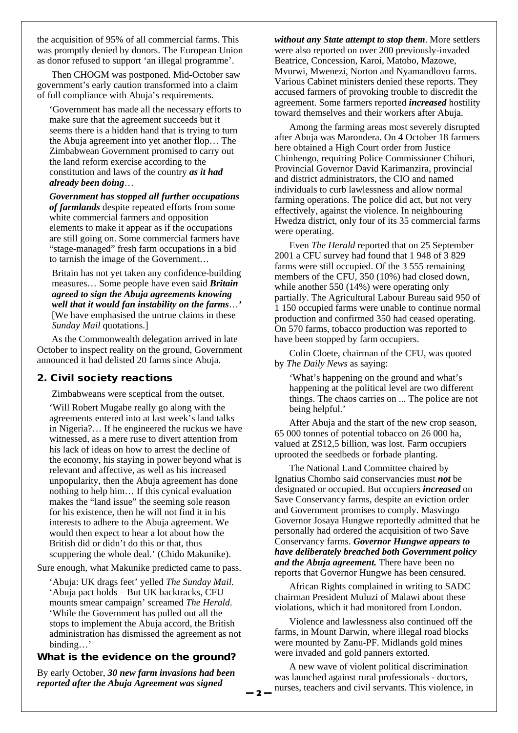the acquisition of 95% of all commercial farms. This was promptly denied by donors. The European Union as donor refused to support 'an illegal programme'.

Then CHOGM was postponed. Mid-October saw government's early caution transformed into a claim of full compliance with Abuja's requirements.

> 'Government has made all the necessary efforts to make sure that the agreement succeeds but it seems there is a hidden hand that is trying to turn the Abuja agreement into yet another flop… The Zimbabwean Government promised to carry out the land reform exercise according to the constitution and laws of the country ***as it had already been doing***…
>
> ***Government has stopped all further occupations of farmlands*** despite repeated efforts from some white commercial farmers and opposition elements to make it appear as if the occupations are still going on. Some commercial farmers have "stage-managed" fresh farm occupations in a bid to tarnish the image of the Government…
>
> Britain has not yet taken any confidence-building measures… Some people have even said ***Britain agreed to sign the Abuja agreements knowing well that it would fan instability on the farms***…' [We have emphasised the untrue claims in these *Sunday Mail* quotations.]

As the Commonwealth delegation arrived in late October to inspect reality on the ground, Government announced it had delisted 20 farms since Abuja.

## 2. Civil society reactions

Zimbabweans were sceptical from the outset.

> 'Will Robert Mugabe really go along with the agreements entered into at last week's land talks in Nigeria?… If he engineered the ruckus we have witnessed, as a mere ruse to divert attention from his lack of ideas on how to arrest the decline of the economy, his staying in power beyond what is relevant and affective, as well as his increased unpopularity, then the Abuja agreement has done nothing to help him… If this cynical evaluation makes the "land issue" the seeming sole reason for his existence, then he will not find it in his interests to adhere to the Abuja agreement. We would then expect to hear a lot about how the British did or didn't do this or that, thus scuppering the whole deal.' (Chido Makunike).

Sure enough, what Makunike predicted came to pass.

> 'Abuja: UK drags feet' yelled *The Sunday Mail*. 'Abuja pact holds – But UK backtracks, CFU mounts smear campaign' screamed *The Herald*. 'While the Government has pulled out all the stops to implement the Abuja accord, the British administration has dismissed the agreement as not binding…'

### What is the evidence on the ground?

By early October, ***30 new farm invasions had been reported after the Abuja Agreement was signed without any State attempt to stop them***. More settlers were also reported on over 200 previously-invaded Beatrice, Concession, Karoi, Matobo, Mazowe, Mvurwi, Mwenezi, Norton and Nyamandlovu farms. Various Cabinet ministers denied these reports. They accused farmers of provoking trouble to discredit the agreement. Some farmers reported ***increased*** hostility toward themselves and their workers after Abuja.

Among the farming areas most severely disrupted after Abuja was Marondera. On 4 October 18 farmers here obtained a High Court order from Justice Chinhengo, requiring Police Commissioner Chihuri, Provincial Governor David Karimanzira, provincial and district administrators, the CIO and named individuals to curb lawlessness and allow normal farming operations. The police did act, but not very effectively, against the violence. In neighbouring Hwedza district, only four of its 35 commercial farms were operating.

Even *The Herald* reported that on 25 September 2001 a CFU survey had found that 1 948 of 3 829 farms were still occupied. Of the 3 555 remaining members of the CFU, 350 (10%) had closed down, while another 550 (14%) were operating only partially. The Agricultural Labour Bureau said 950 of 1 150 occupied farms were unable to continue normal production and confirmed 350 had ceased operating. On 570 farms, tobacco production was reported to have been stopped by farm occupiers.

Colin Cloete, chairman of the CFU, was quoted by *The Daily News* as saying:

> 'What's happening on the ground and what's happening at the political level are two different things. The chaos carries on ... The police are not being helpful.'

After Abuja and the start of the new crop season, 65 000 tonnes of potential tobacco on 26 000 ha, valued at Z$12,5 billion, was lost. Farm occupiers uprooted the seedbeds or forbade planting.

The National Land Committee chaired by Ignatius Chombo said conservancies must ***not*** be designated or occupied. But occupiers ***increased*** on Save Conservancy farms, despite an eviction order and Government promises to comply. Masvingo Governor Josaya Hungwe reportedly admitted that he personally had ordered the acquisition of two Save Conservancy farms. ***Governor Hungwe appears to have deliberately breached both Government policy and the Abuja agreement.*** There have been no reports that Governor Hungwe has been censured.

African Rights complained in writing to SADC chairman President Muluzi of Malawi about these violations, which it had monitored from London.

Violence and lawlessness also continued off the farms, in Mount Darwin, where illegal road blocks were mounted by Zanu-PF. Midlands gold mines were invaded and gold panners extorted.

A new wave of violent political discrimination was launched against rural professionals - doctors, nurses, teachers and civil servants. This violence, in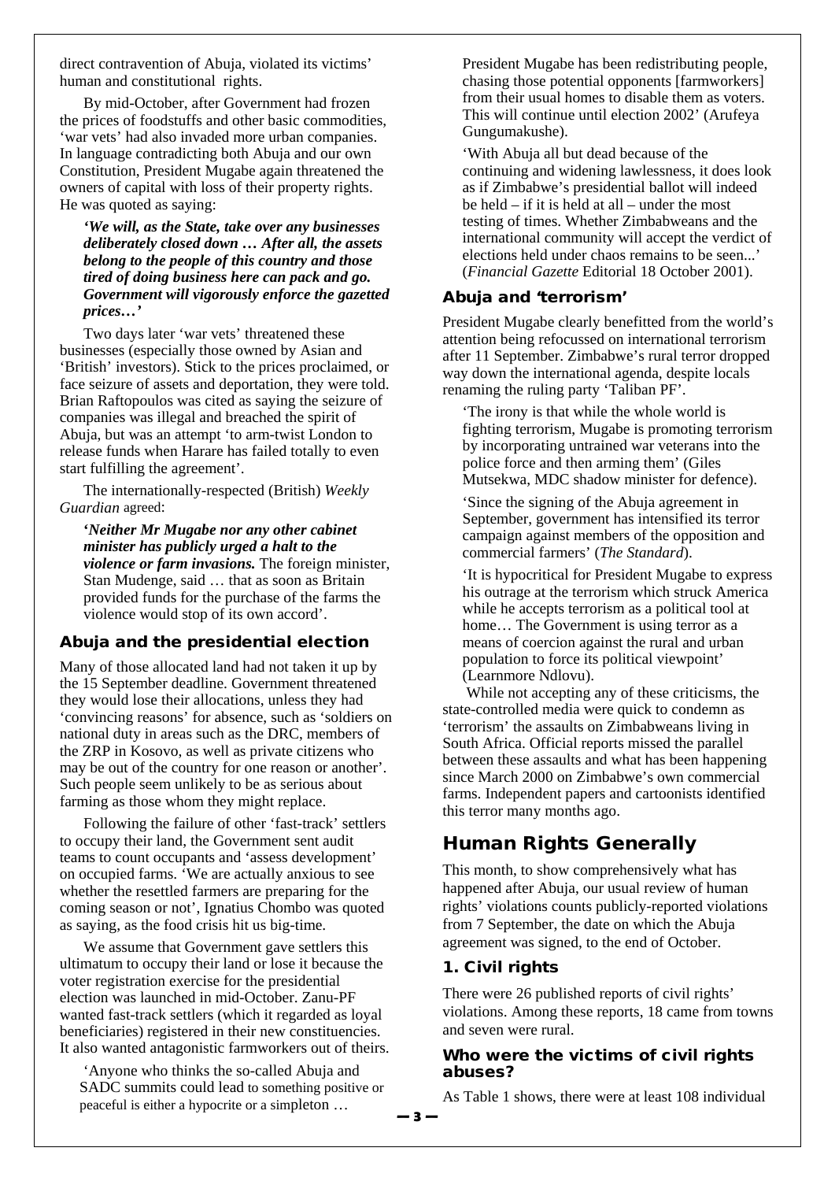direct contravention of Abuja, violated its victims' human and constitutional rights.

By mid-October, after Government had frozen the prices of foodstuffs and other basic commodities, 'war vets' had also invaded more urban companies. In language contradicting both Abuja and our own Constitution, President Mugabe again threatened the owners of capital with loss of their property rights. He was quoted as saying:

> ***'We will, as the State, take over any businesses deliberately closed down … After all, the assets belong to the people of this country and those tired of doing business here can pack and go. Government will vigorously enforce the gazetted prices…'***

Two days later 'war vets' threatened these businesses (especially those owned by Asian and 'British' investors). Stick to the prices proclaimed, or face seizure of assets and deportation, they were told. Brian Raftopoulos was cited as saying the seizure of companies was illegal and breached the spirit of Abuja, but was an attempt 'to arm-twist London to release funds when Harare has failed totally to even start fulfilling the agreement'.

The internationally-respected (British) *Weekly Guardian* agreed:

> ***'Neither Mr Mugabe nor any other cabinet minister has publicly urged a halt to the violence or farm invasions.*** The foreign minister, Stan Mudenge, said … that as soon as Britain provided funds for the purchase of the farms the violence would stop of its own accord'.

### Abuja and the presidential election

Many of those allocated land had not taken it up by the 15 September deadline. Government threatened they would lose their allocations, unless they had 'convincing reasons' for absence, such as 'soldiers on national duty in areas such as the DRC, members of the ZRP in Kosovo, as well as private citizens who may be out of the country for one reason or another'. Such people seem unlikely to be as serious about farming as those whom they might replace.

Following the failure of other 'fast-track' settlers to occupy their land, the Government sent audit teams to count occupants and 'assess development' on occupied farms. 'We are actually anxious to see whether the resettled farmers are preparing for the coming season or not', Ignatius Chombo was quoted as saying, as the food crisis hit us big-time.

We assume that Government gave settlers this ultimatum to occupy their land or lose it because the voter registration exercise for the presidential election was launched in mid-October. Zanu-PF wanted fast-track settlers (which it regarded as loyal beneficiaries) registered in their new constituencies. It also wanted antagonistic farmworkers out of theirs.

> 'Anyone who thinks the so-called Abuja and SADC summits could lead to something positive or peaceful is either a hypocrite or a simpleton … President Mugabe has been redistributing people, chasing those potential opponents [farmworkers] from their usual homes to disable them as voters. This will continue until election 2002' (Arufeya Gungumakushe).

> 'With Abuja all but dead because of the continuing and widening lawlessness, it does look as if Zimbabwe's presidential ballot will indeed be held – if it is held at all – under the most testing of times. Whether Zimbabweans and the international community will accept the verdict of elections held under chaos remains to be seen...' (*Financial Gazette* Editorial 18 October 2001).

### Abuja and 'terrorism'

President Mugabe clearly benefitted from the world's attention being refocussed on international terrorism after 11 September. Zimbabwe's rural terror dropped way down the international agenda, despite locals renaming the ruling party 'Taliban PF'.

> 'The irony is that while the whole world is fighting terrorism, Mugabe is promoting terrorism by incorporating untrained war veterans into the police force and then arming them' (Giles Mutsekwa, MDC shadow minister for defence).

> 'Since the signing of the Abuja agreement in September, government has intensified its terror campaign against members of the opposition and commercial farmers' (*The Standard*).

> 'It is hypocritical for President Mugabe to express his outrage at the terrorism which struck America while he accepts terrorism as a political tool at home… The Government is using terror as a means of coercion against the rural and urban population to force its political viewpoint' (Learnmore Ndlovu).

While not accepting any of these criticisms, the state-controlled media were quick to condemn as 'terrorism' the assaults on Zimbabweans living in South Africa. Official reports missed the parallel between these assaults and what has been happening since March 2000 on Zimbabwe's own commercial farms. Independent papers and cartoonists identified this terror many months ago.

## Human Rights Generally

This month, to show comprehensively what has happened after Abuja, our usual review of human rights' violations counts publicly-reported violations from 7 September, the date on which the Abuja agreement was signed, to the end of October.

### 1. Civil rights

There were 26 published reports of civil rights' violations. Among these reports, 18 came from towns and seven were rural.

#### Who were the victims of civil rights abuses?

As Table 1 shows, there were at least 108 individual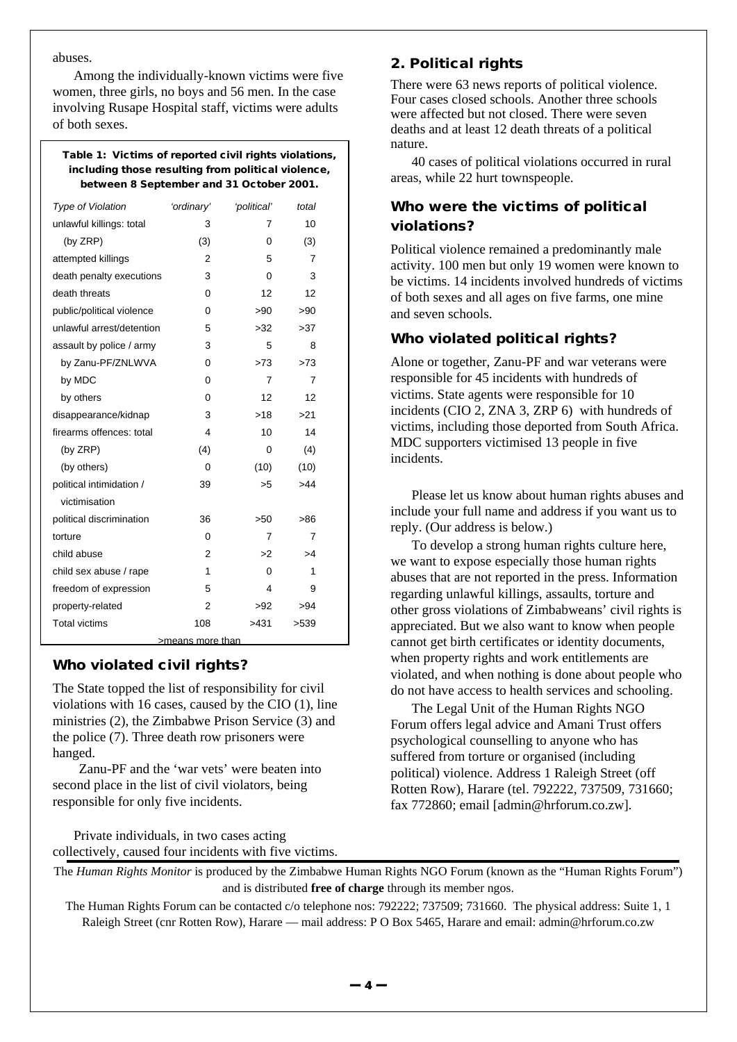abuses.

Among the individually-known victims were five women, three girls, no boys and 56 men. In the case involving Rusape Hospital staff, victims were adults of both sexes.

**Table 1: Victims of reported civil rights violations, including those resulting from political violence, between 8 September and 31 October 2001.**

| *Type of Violation* | *'ordinary'* | *'political'* | *total* |
|---|---|---|---|
| unlawful killings: total | 3 | 7 | 10 |
| (by ZRP) | (3) | 0 | (3) |
| attempted killings | 2 | 5 | 7 |
| death penalty executions | 3 | 0 | 3 |
| death threats | 0 | 12 | 12 |
| public/political violence | 0 | >90 | >90 |
| unlawful arrest/detention | 5 | >32 | >37 |
| assault by police / army | 3 | 5 | 8 |
| by Zanu-PF/ZNLWVA | 0 | >73 | >73 |
| by MDC | 0 | 7 | 7 |
| by others | 0 | 12 | 12 |
| disappearance/kidnap | 3 | >18 | >21 |
| firearms offences: total | 4 | 10 | 14 |
| (by ZRP) | (4) | 0 | (4) |
| (by others) | 0 | (10) | (10) |
| political intimidation / victimisation | 39 | >5 | >44 |
| political discrimination | 36 | >50 | >86 |
| torture | 0 | 7 | 7 |
| child abuse | 2 | >2 | >4 |
| child sex abuse / rape | 1 | 0 | 1 |
| freedom of expression | 5 | 4 | 9 |
| property-related | 2 | >92 | >94 |
| Total victims | 108 | >431 | >539 |

>means more than

### Who violated civil rights?

The State topped the list of responsibility for civil violations with 16 cases, caused by the CIO (1), line ministries (2), the Zimbabwe Prison Service (3) and the police (7). Three death row prisoners were hanged.

Zanu-PF and the 'war vets' were beaten into second place in the list of civil violators, being responsible for only five incidents.

Private individuals, in two cases acting collectively, caused four incidents with five victims.

## 2. Political rights

There were 63 news reports of political violence. Four cases closed schools. Another three schools were affected but not closed. There were seven deaths and at least 12 death threats of a political nature.

40 cases of political violations occurred in rural areas, while 22 hurt townspeople.

### Who were the victims of political violations?

Political violence remained a predominantly male activity. 100 men but only 19 women were known to be victims. 14 incidents involved hundreds of victims of both sexes and all ages on five farms, one mine and seven schools.

### Who violated political rights?

Alone or together, Zanu-PF and war veterans were responsible for 45 incidents with hundreds of victims. State agents were responsible for 10 incidents (CIO 2, ZNA 3, ZRP 6) with hundreds of victims, including those deported from South Africa. MDC supporters victimised 13 people in five incidents.

Please let us know about human rights abuses and include your full name and address if you want us to reply. (Our address is below.)

To develop a strong human rights culture here, we want to expose especially those human rights abuses that are not reported in the press. Information regarding unlawful killings, assaults, torture and other gross violations of Zimbabweans' civil rights is appreciated. But we also want to know when people cannot get birth certificates or identity documents, when property rights and work entitlements are violated, and when nothing is done about people who do not have access to health services and schooling.

The Legal Unit of the Human Rights NGO Forum offers legal advice and Amani Trust offers psychological counselling to anyone who has suffered from torture or organised (including political) violence. Address 1 Raleigh Street (off Rotten Row), Harare (tel. 792222, 737509, 731660; fax 772860; email [admin@hrforum.co.zw].

---

The *Human Rights Monitor* is produced by the Zimbabwe Human Rights NGO Forum (known as the "Human Rights Forum") and is distributed **free of charge** through its member ngos.

The Human Rights Forum can be contacted c/o telephone nos: 792222; 737509; 731660. The physical address: Suite 1, 1 Raleigh Street (cnr Rotten Row), Harare — mail address: P O Box 5465, Harare and email: admin@hrforum.co.zw